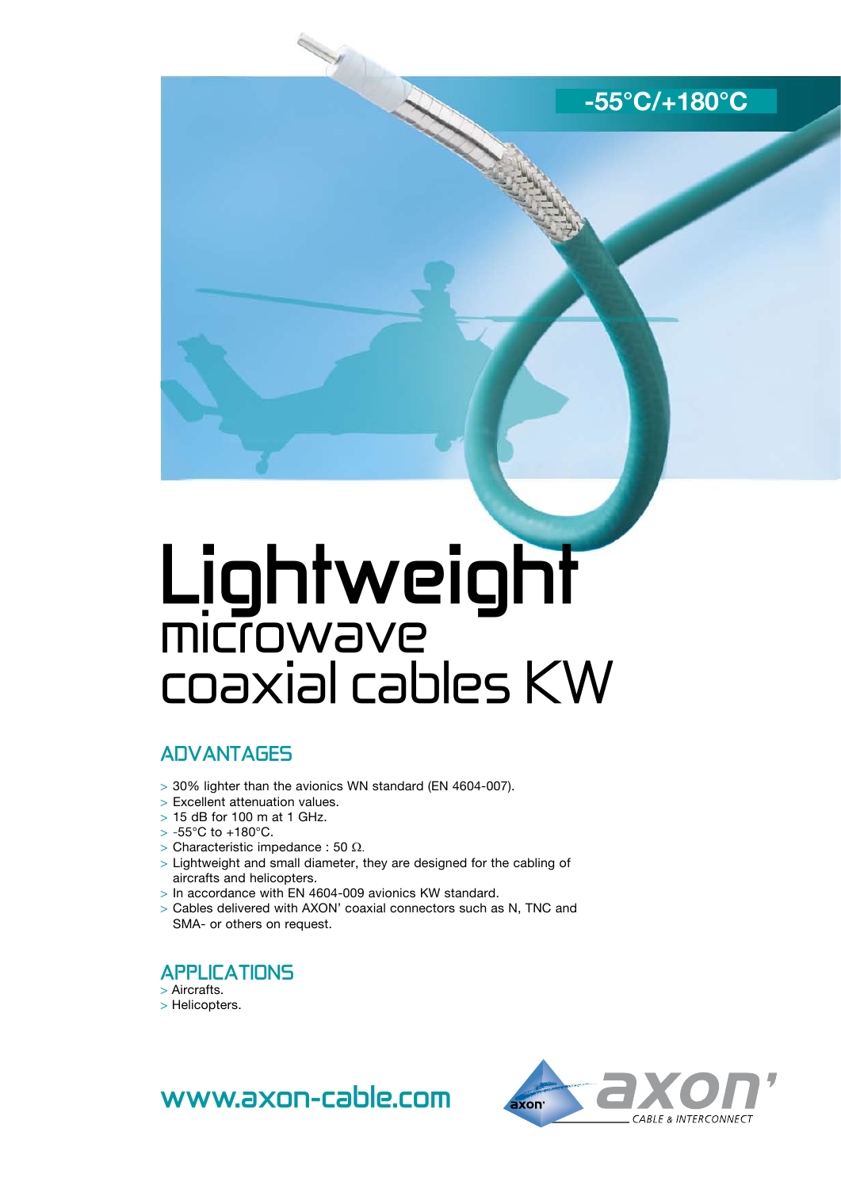-55°C/+180°C

# Lightweight microwave coaxial cables KW

## ADVANTAGES

- 30% lighter than the avionics WN standard (EN 4604-007).
- Excellent attenuation values.
- 15 dB for 100 m at 1 GHz.
- -55°C to +180°C.
- Characteristic impedance : 50 Ω.
- Lightweight and small diameter, they are designed for the cabling of aircrafts and helicopters.
- In accordance with EN 4604-009 avionics KW standard.
- Cables delivered with AXON' coaxial connectors such as N, TNC and SMA- or others on request.

## APPLICATIONS

- Aircrafts.
- Helicopters.

www.axon-cable.com

axon' CABLE & INTERCONNECT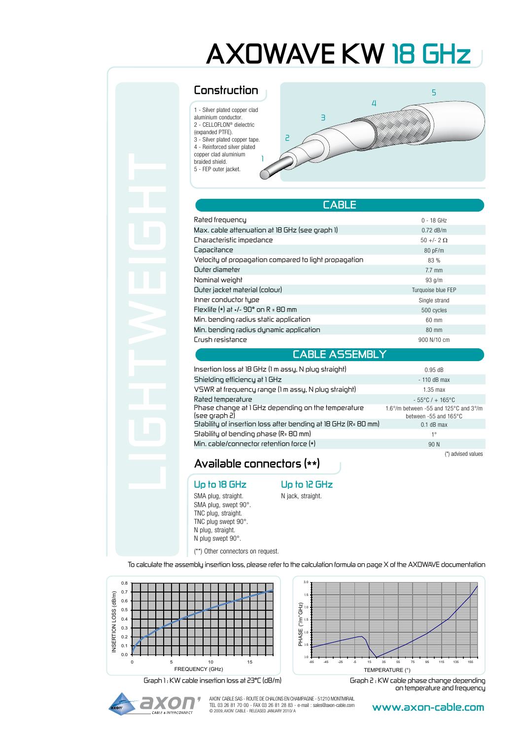# AXOWAVE KW 18 GHz

LIGHTWEIGHT

## Construction

1 - Silver plated copper clad aluminium conductor.
2 - CELLOFLON® dielectric (expanded PTFE).
3 - Silver plated copper tape.
4 - Reinforced silver plated copper clad aluminium braided shield.
5 - FEP outer jacket.

1
2
3
4
5

## CABLE

| | |
|---|---|
| Rated frequency | 0 - 18 GHz |
| Max. cable attenuation at 18 GHz (see graph 1) | 0.72 dB/m |
| Characteristic impedance | 50 +/- 2 Ω |
| Capacitance | 80 pF/m |
| Velocity of propagation compared to light propagation | 83 % |
| Outer diameter | 7.7 mm |
| Nominal weight | 93 g/m |
| Outer jacket material (colour) | Turquoise blue FEP |
| Inner conductor type | Single strand |
| Flexlife (*) at +/- 90° on R = 80 mm | 500 cycles |
| Min. bending radius static application | 60 mm |
| Min. bending radius dynamic application | 80 mm |
| Crush resistance | 900 N/10 cm |

## CABLE ASSEMBLY

| | |
|---|---|
| Insertion loss at 18 GHz (1 m assy, N plug straight) | 0.95 dB |
| Shielding efficiency at 1 GHz | - 110 dB max |
| VSWR at frequency range (1 m assy, N plug straight) | 1.35 max |
| Rated temperature | - 55°C / + 165°C |
| Phase change at 1 GHz depending on the temperature (see graph 2) | 1.6°/m between -55 and 125°C and 3°/m between -55 and 165°C |
| Stability of insertion loss after bending at 18 GHz (R= 80 mm) | 0.1 dB max |
| Stability of bending phase (R= 80 mm) | 1° |
| Min. cable/connector retention force (*) | 90 N |

(*) advised values

## Available connectors (**)

### Up to 18 GHz

SMA plug, straight.
SMA plug, swept 90°.
TNC plug, straight.
TNC plug swept 90°.
N plug, straight.
N plug swept 90°.

### Up to 12 GHz

N jack, straight.

(**) Other connectors on request.

To calculate the assembly insertion loss, please refer to the calculation formula on page X of the AXOWAVE documentation

INSERTION LOSS (dB/m)
0.8
0.7
0.6
0.5
0.4
0.3
0.2
0.1
0.0
0
5
10
15
FREQUENCY (GHz)

Graph 1 : KW cable insertion loss at 23°C (dB/m)

PHASE (°/m° GHz)
3.0
2.5
2.0
1.5
1.0
0.5
0.0
-65
-45
-25
-5
15
35
55
75
95
115
135
155
TEMPERATURE (°)

Graph 2 : KW cable phase change depending on temperature and frequency

axon' CABLE & INTERCONNECT

AXON' CABLE SAS - ROUTE DE CHALONS EN CHAMPAGNE - 51210 MONTMIRAIL
TEL 03 26 81 70 00 - FAX 03 26 81 28 83 - e-mail : sales@axon-cable.com
© 2009, AXON' CABLE - RELEASED JANUARY 2010/ A

www.axon-cable.com